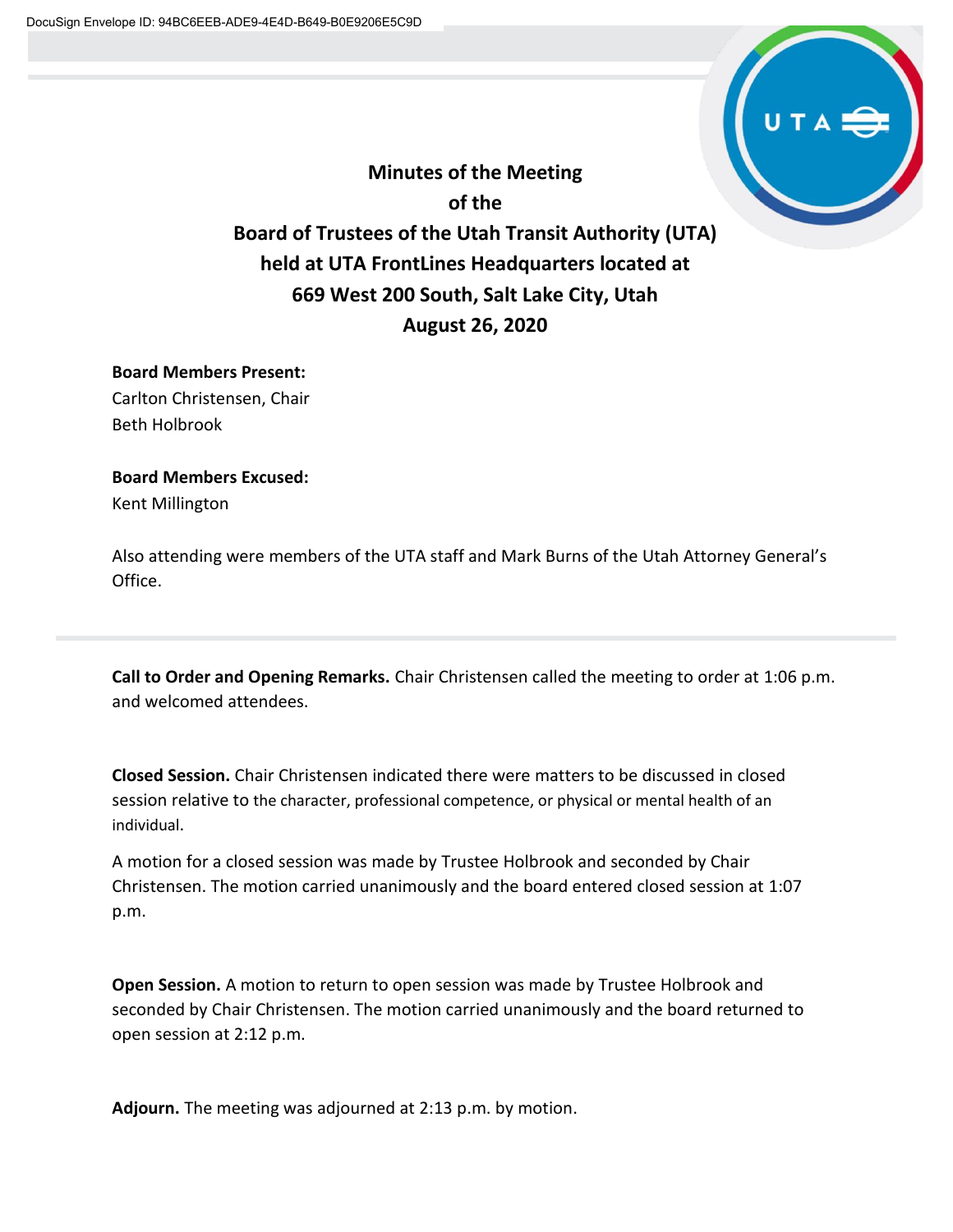# Minutes of the Meeting of the Board of Trustees of the Utah Transit Authority (UTA) held at UTA FrontLines Headquarters located at 669 West 200 South, Salt Lake City, Utah August 26, 2020

**Board Members Present:**
Carlton Christensen, Chair
Beth Holbrook

**Board Members Excused:**
Kent Millington

Also attending were members of the UTA staff and Mark Burns of the Utah Attorney General's Office.

---

**Call to Order and Opening Remarks.** Chair Christensen called the meeting to order at 1:06 p.m. and welcomed attendees.

**Closed Session.** Chair Christensen indicated there were matters to be discussed in closed session relative to the character, professional competence, or physical or mental health of an individual.

A motion for a closed session was made by Trustee Holbrook and seconded by Chair Christensen. The motion carried unanimously and the board entered closed session at 1:07 p.m.

**Open Session.** A motion to return to open session was made by Trustee Holbrook and seconded by Chair Christensen. The motion carried unanimously and the board returned to open session at 2:12 p.m.

**Adjourn.** The meeting was adjourned at 2:13 p.m. by motion.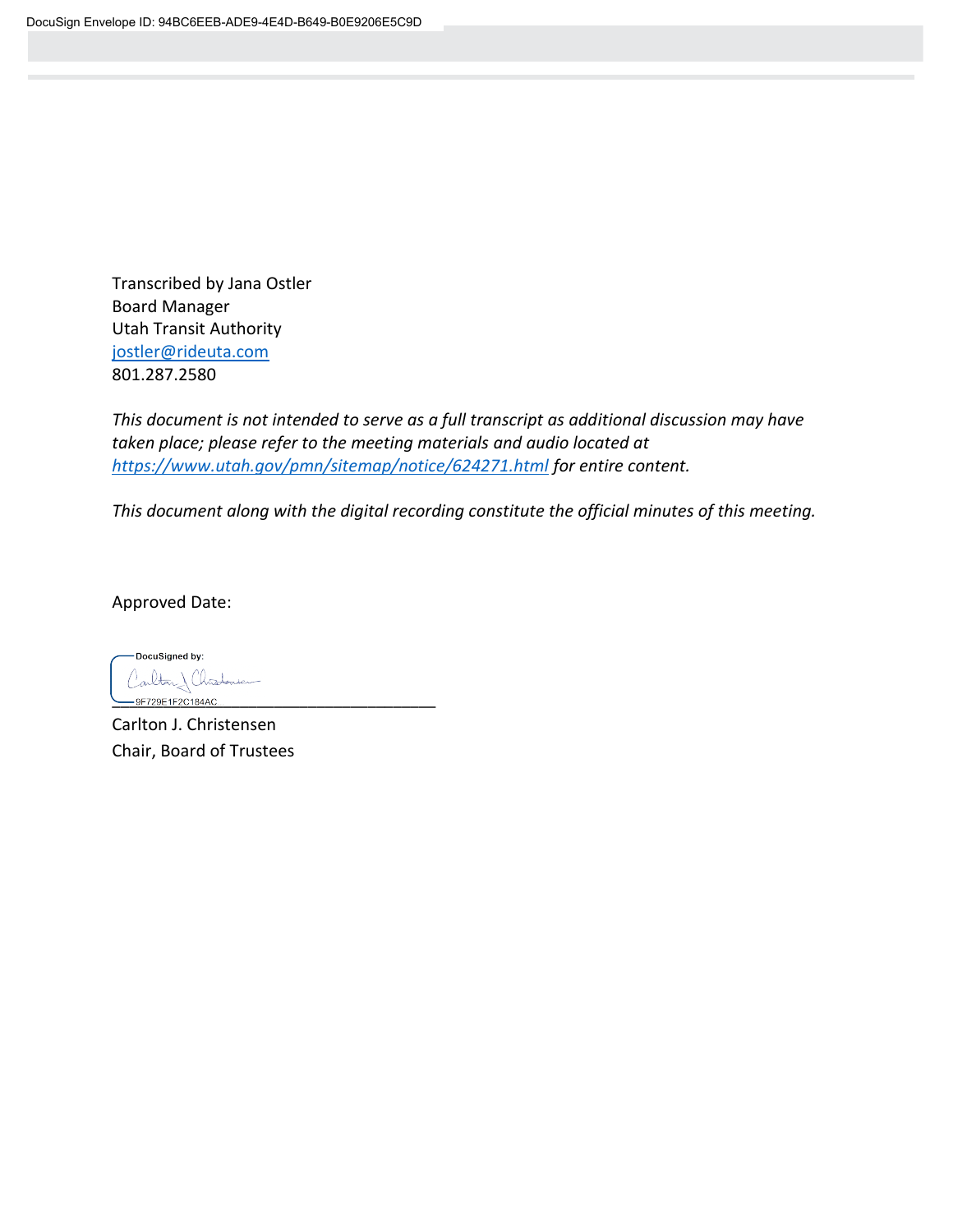DocuSign Envelope ID: 94BC6EEB-ADE9-4E4D-B649-B0E9206E5C9D

Transcribed by Jana Ostler
Board Manager
Utah Transit Authority
[jostler@rideuta.com](mailto:jostler@rideuta.com)
801.287.2580

*This document is not intended to serve as a full transcript as additional discussion may have taken place; please refer to the meeting materials and audio located at [https://www.utah.gov/pmn/sitemap/notice/624271.html](https://www.utah.gov/pmn/sitemap/notice/624271.html) for entire content.*

*This document along with the digital recording constitute the official minutes of this meeting.*

Approved Date:

DocuSigned by:
9F729E1F2C184AC
_______________________________________

Carlton J. Christensen
Chair, Board of Trustees